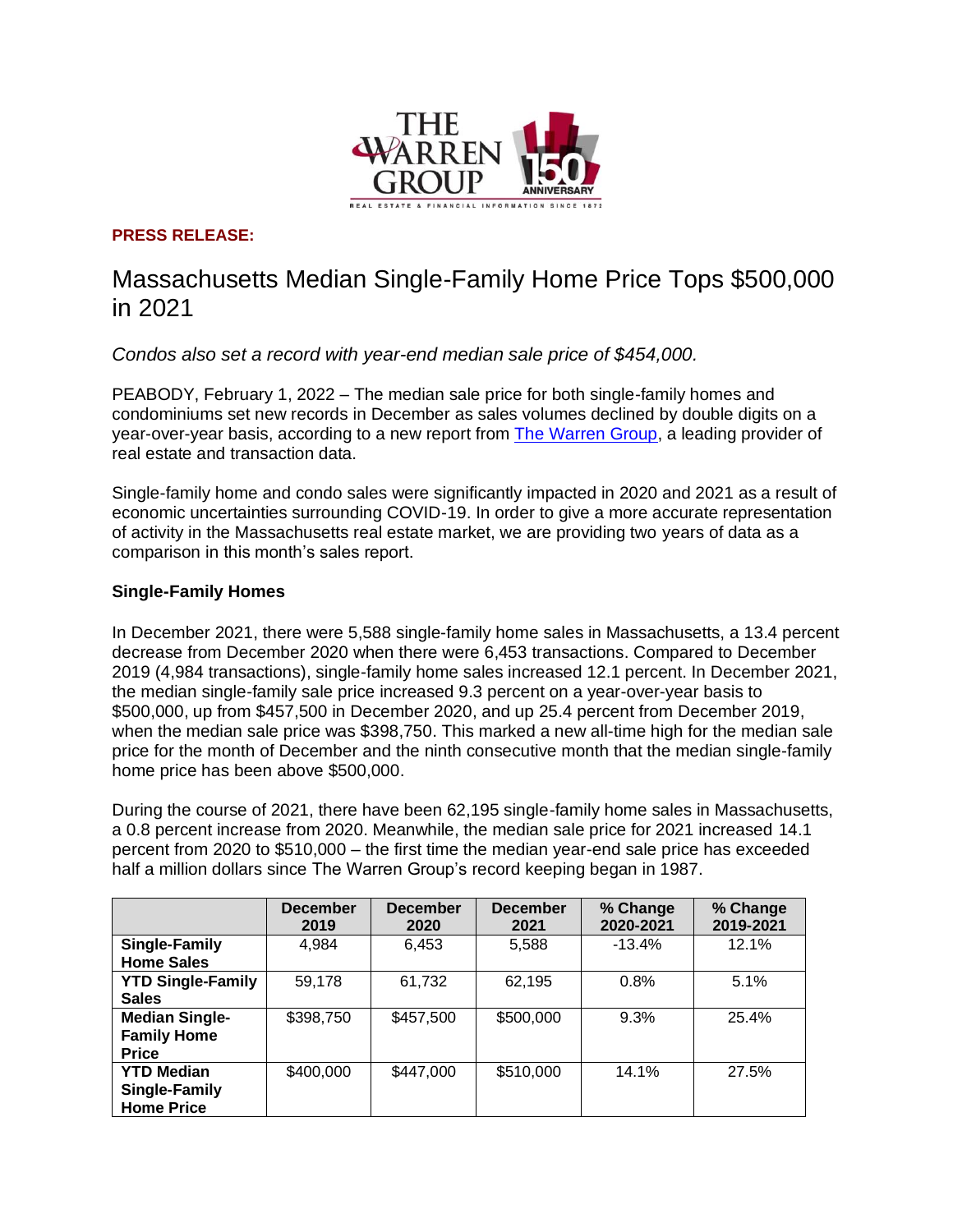**PRESS RELEASE:**

# Massachusetts Median Single-Family Home Price Tops $500,000 in 2021

*Condos also set a record with year-end median sale price of $454,000.*

PEABODY, February 1, 2022 – The median sale price for both single-family homes and condominiums set new records in December as sales volumes declined by double digits on a year-over-year basis, according to a new report from [The Warren Group](), a leading provider of real estate and transaction data.

Single-family home and condo sales were significantly impacted in 2020 and 2021 as a result of economic uncertainties surrounding COVID-19. In order to give a more accurate representation of activity in the Massachusetts real estate market, we are providing two years of data as a comparison in this month's sales report.

### Single-Family Homes

In December 2021, there were 5,588 single-family home sales in Massachusetts, a 13.4 percent decrease from December 2020 when there were 6,453 transactions. Compared to December 2019 (4,984 transactions), single-family home sales increased 12.1 percent. In December 2021, the median single-family sale price increased 9.3 percent on a year-over-year basis to $500,000, up from $457,500 in December 2020, and up 25.4 percent from December 2019, when the median sale price was $398,750. This marked a new all-time high for the median sale price for the month of December and the ninth consecutive month that the median single-family home price has been above $500,000.

During the course of 2021, there have been 62,195 single-family home sales in Massachusetts, a 0.8 percent increase from 2020. Meanwhile, the median sale price for 2021 increased 14.1 percent from 2020 to $510,000 – the first time the median year-end sale price has exceeded half a million dollars since The Warren Group's record keeping began in 1987.

| | December 2019 | December 2020 | December 2021 | % Change 2020-2021 | % Change 2019-2021 |
|---|---|---|---|---|---|
| **Single-Family Home Sales** | 4,984 | 6,453 | 5,588 | -13.4% | 12.1% |
| **YTD Single-Family Sales** | 59,178 | 61,732 | 62,195 | 0.8% | 5.1% |
| **Median Single-Family Home Price** | $398,750 | $457,500 | $500,000 | 9.3% | 25.4% |
| **YTD Median Single-Family Home Price** | $400,000 | $447,000 | $510,000 | 14.1% | 27.5% |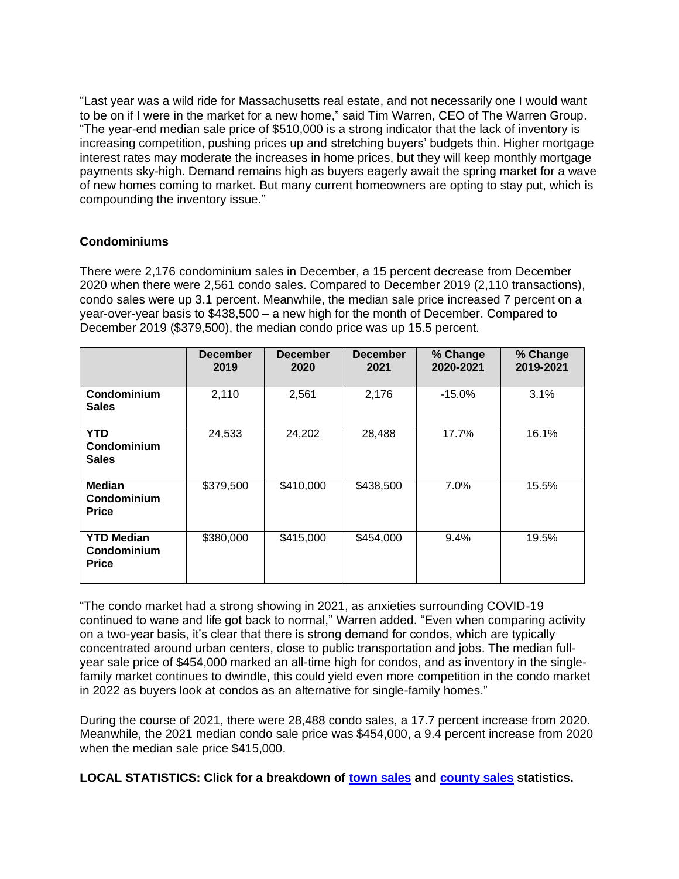"Last year was a wild ride for Massachusetts real estate, and not necessarily one I would want to be on if I were in the market for a new home," said Tim Warren, CEO of The Warren Group. "The year-end median sale price of $510,000 is a strong indicator that the lack of inventory is increasing competition, pushing prices up and stretching buyers' budgets thin. Higher mortgage interest rates may moderate the increases in home prices, but they will keep monthly mortgage payments sky-high. Demand remains high as buyers eagerly await the spring market for a wave of new homes coming to market. But many current homeowners are opting to stay put, which is compounding the inventory issue."

**Condominiums**

There were 2,176 condominium sales in December, a 15 percent decrease from December 2020 when there were 2,561 condo sales. Compared to December 2019 (2,110 transactions), condo sales were up 3.1 percent. Meanwhile, the median sale price increased 7 percent on a year-over-year basis to $438,500 – a new high for the month of December. Compared to December 2019 ($379,500), the median condo price was up 15.5 percent.

| | December 2019 | December 2020 | December 2021 | % Change 2020-2021 | % Change 2019-2021 |
|---|---|---|---|---|---|
| **Condominium Sales** | 2,110 | 2,561 | 2,176 | -15.0% | 3.1% |
| **YTD Condominium Sales** | 24,533 | 24,202 | 28,488 | 17.7% | 16.1% |
| **Median Condominium Price** | $379,500 | $410,000 | $438,500 | 7.0% | 15.5% |
| **YTD Median Condominium Price** | $380,000 | $415,000 | $454,000 | 9.4% | 19.5% |

"The condo market had a strong showing in 2021, as anxieties surrounding COVID-19 continued to wane and life got back to normal," Warren added. "Even when comparing activity on a two-year basis, it's clear that there is strong demand for condos, which are typically concentrated around urban centers, close to public transportation and jobs. The median full-year sale price of $454,000 marked an all-time high for condos, and as inventory in the single-family market continues to dwindle, this could yield even more competition in the condo market in 2022 as buyers look at condos as an alternative for single-family homes."

During the course of 2021, there were 28,488 condo sales, a 17.7 percent increase from 2020. Meanwhile, the 2021 median condo sale price was $454,000, a 9.4 percent increase from 2020 when the median sale price $415,000.

**LOCAL STATISTICS: Click for a breakdown of town sales and county sales statistics.**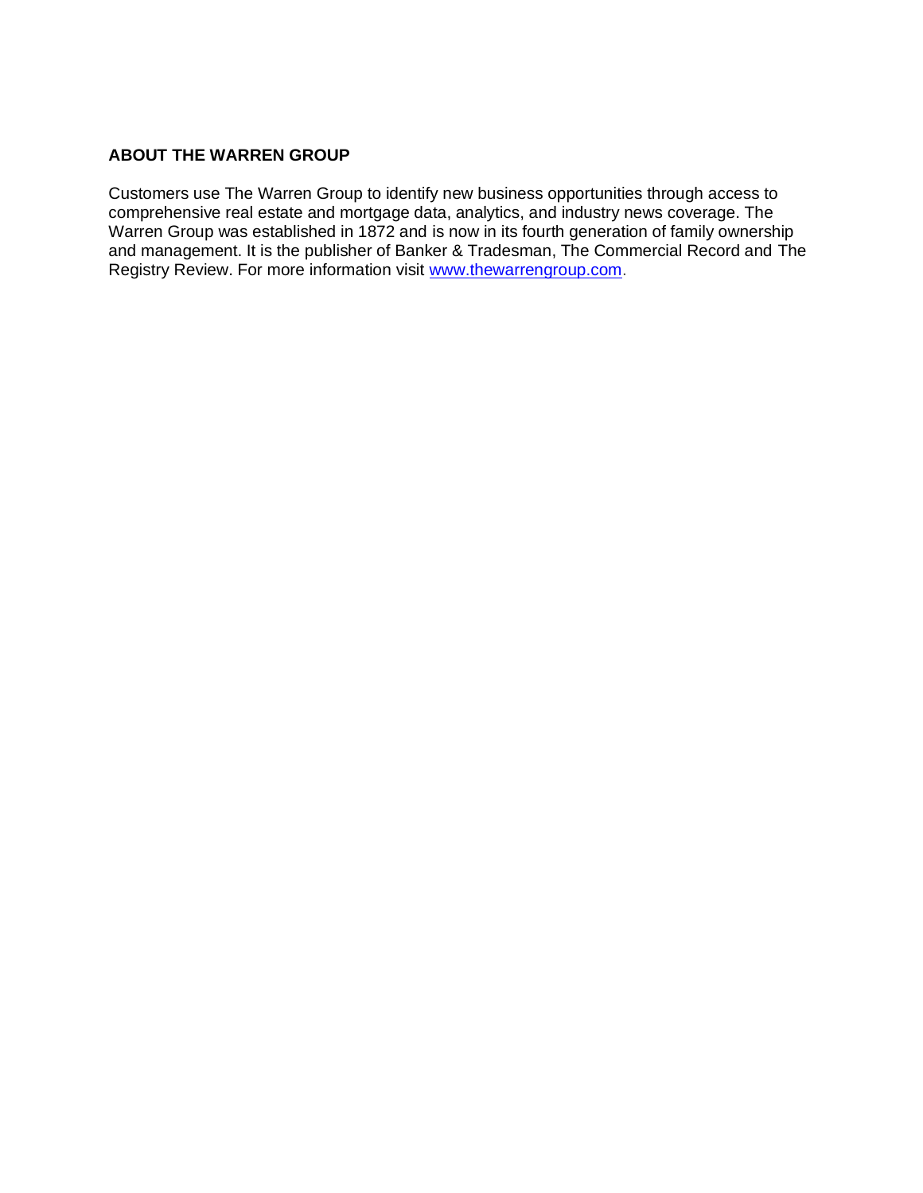**ABOUT THE WARREN GROUP**

Customers use The Warren Group to identify new business opportunities through access to comprehensive real estate and mortgage data, analytics, and industry news coverage. The Warren Group was established in 1872 and is now in its fourth generation of family ownership and management. It is the publisher of Banker & Tradesman, The Commercial Record and The Registry Review. For more information visit [www.thewarrengroup.com](http://www.thewarrengroup.com).